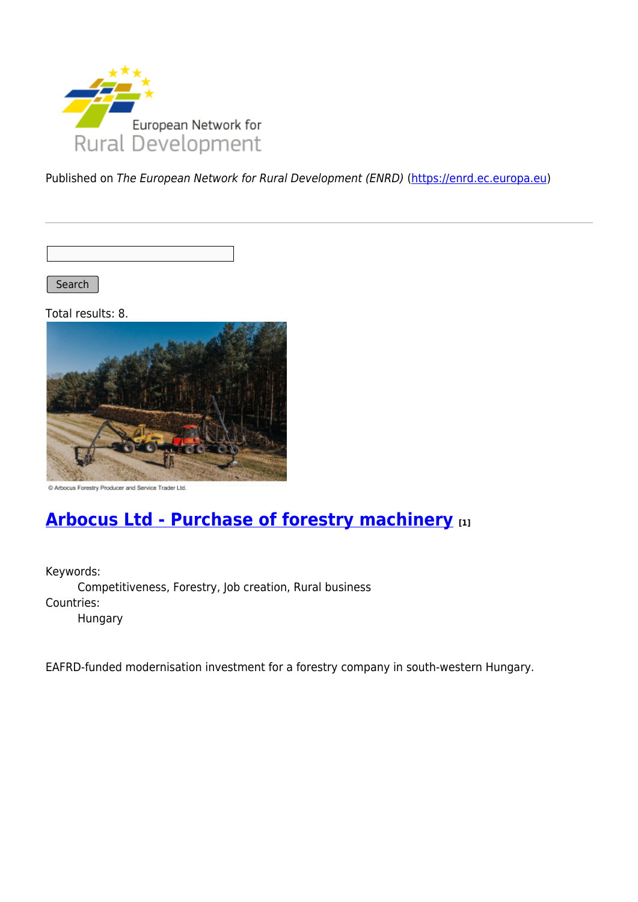Published on *The European Network for Rural Development (ENRD)* (https://enrd.ec.europa.eu)

Search

Total results: 8.

© Arbocus Forestry Producer and Service Trader Ltd.

## Arbocus Ltd - Purchase of forestry machinery [1]

Keywords:
  Competitiveness, Forestry, Job creation, Rural business

Countries:
  Hungary

EAFRD-funded modernisation investment for a forestry company in south-western Hungary.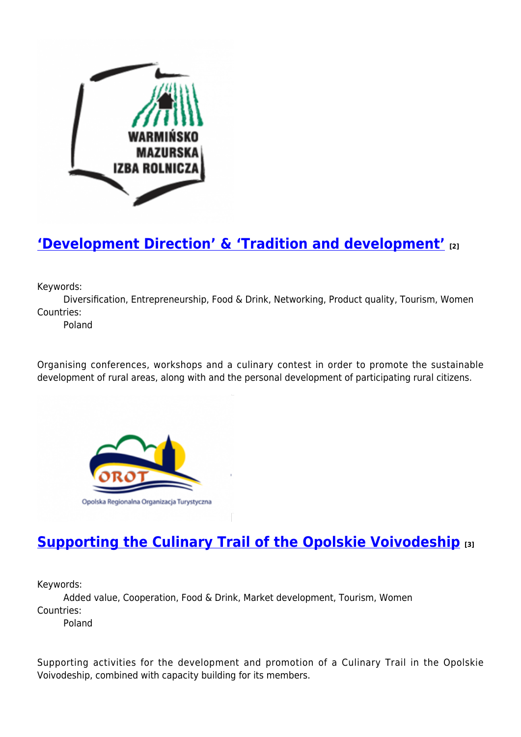## 'Development Direction' & 'Tradition and development' [2]

Keywords:
    Diversification, Entrepreneurship, Food & Drink, Networking, Product quality, Tourism, Women
Countries:
    Poland

Organising conferences, workshops and a culinary contest in order to promote the sustainable development of rural areas, along with and the personal development of participating rural citizens.

## Supporting the Culinary Trail of the Opolskie Voivodeship [3]

Keywords:
    Added value, Cooperation, Food & Drink, Market development, Tourism, Women
Countries:
    Poland

Supporting activities for the development and promotion of a Culinary Trail in the Opolskie Voivodeship, combined with capacity building for its members.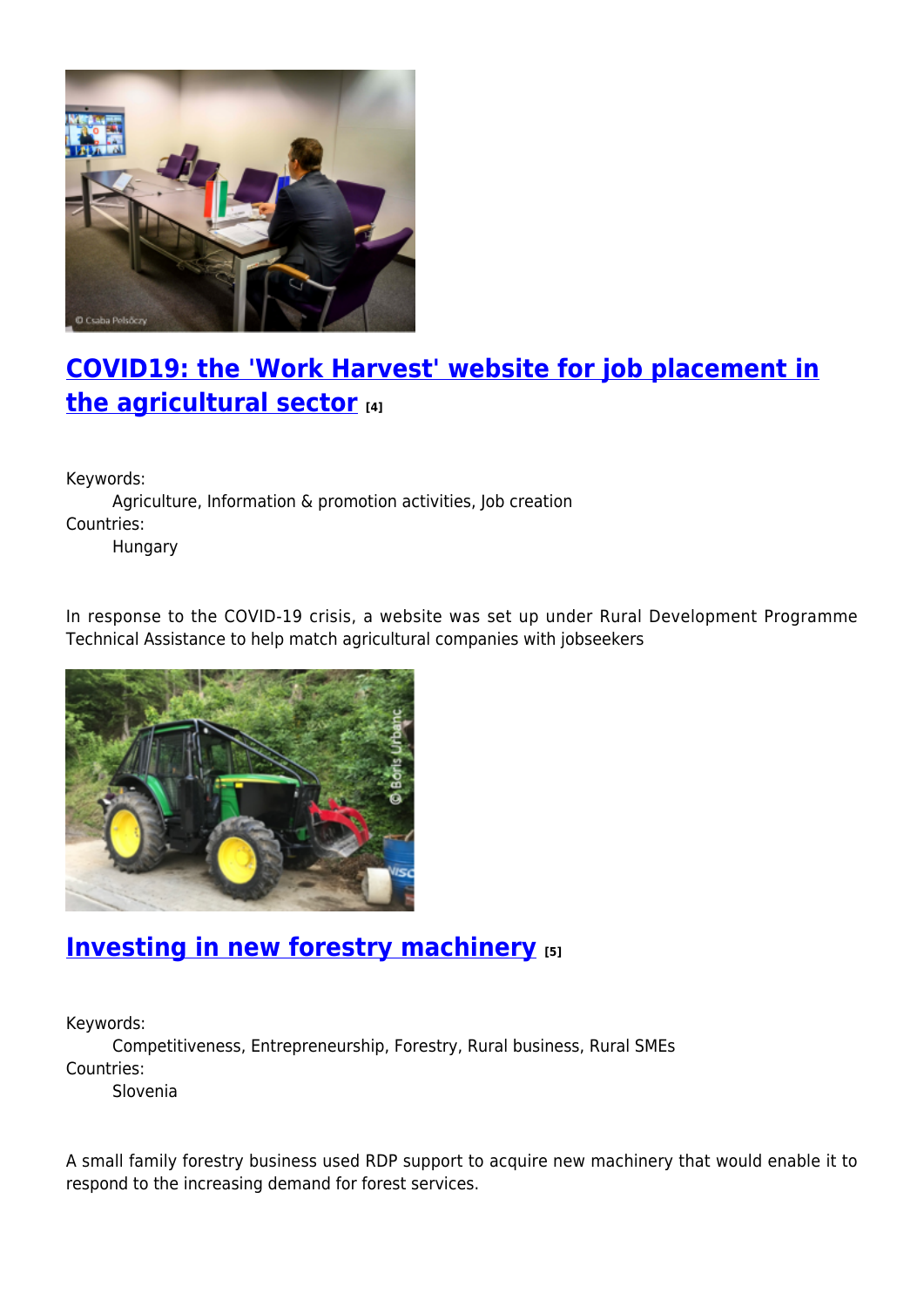## COVID19: the 'Work Harvest' website for job placement in the agricultural sector [4]

Keywords:
Agriculture, Information & promotion activities, Job creation

Countries:
Hungary

In response to the COVID-19 crisis, a website was set up under Rural Development Programme Technical Assistance to help match agricultural companies with jobseekers

## Investing in new forestry machinery [5]

Keywords:
Competitiveness, Entrepreneurship, Forestry, Rural business, Rural SMEs

Countries:
Slovenia

A small family forestry business used RDP support to acquire new machinery that would enable it to respond to the increasing demand for forest services.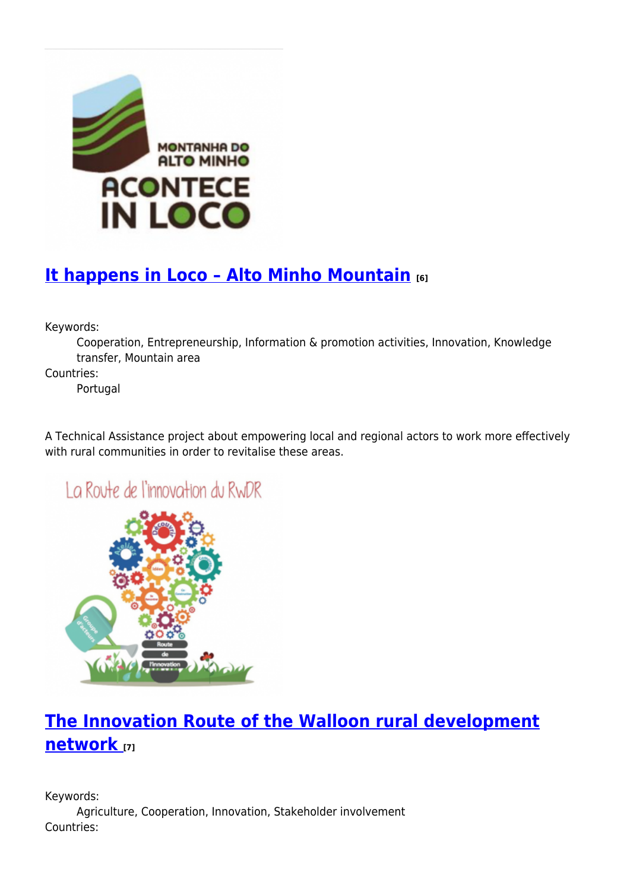## It happens in Loco – Alto Minho Mountain [6]

Keywords:
: Cooperation, Entrepreneurship, Information & promotion activities, Innovation, Knowledge transfer, Mountain area

Countries:
: Portugal

A Technical Assistance project about empowering local and regional actors to work more effectively with rural communities in order to revitalise these areas.

## The Innovation Route of the Walloon rural development network [7]

Keywords:
: Agriculture, Cooperation, Innovation, Stakeholder involvement

Countries: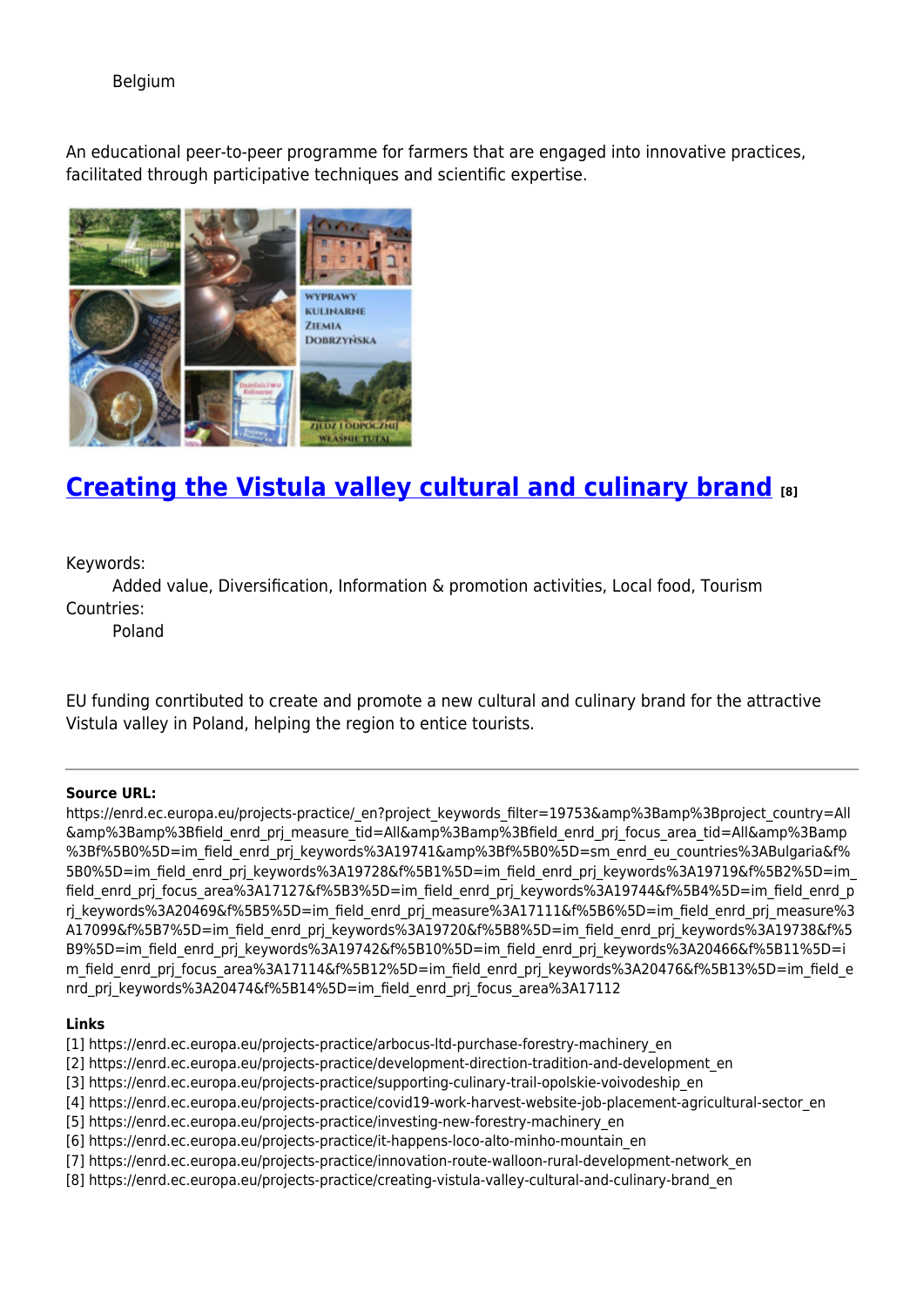Belgium

An educational peer-to-peer programme for farmers that are engaged into innovative practices, facilitated through participative techniques and scientific expertise.

## [Creating the Vistula valley cultural and culinary brand](https://enrd.ec.europa.eu/projects-practice/creating-vistula-valley-cultural-and-culinary-brand_en) [8]

Keywords:
Added value, Diversification, Information & promotion activities, Local food, Tourism

Countries:
Poland

EU funding conrtibuted to create and promote a new cultural and culinary brand for the attractive Vistula valley in Poland, helping the region to entice tourists.

---

**Source URL:**
https://enrd.ec.europa.eu/projects-practice/_en?project_keywords_filter=19753&amp%3Bamp%3Bproject_country=All&amp%3Bamp%3Bfield_enrd_prj_measure_tid=All&amp%3Bamp%3Bfield_enrd_prj_focus_area_tid=All&amp%3Bamp%3Bf%5B0%5D=im_field_enrd_prj_keywords%3A19741&amp%3Bf%5B0%5D=sm_enrd_eu_countries%3ABulgaria&f%5B0%5D=im_field_enrd_prj_keywords%3A19728&f%5B1%5D=im_field_enrd_prj_keywords%3A19719&f%5B2%5D=im_field_enrd_prj_focus_area%3A17127&f%5B3%5D=im_field_enrd_prj_keywords%3A19744&f%5B4%5D=im_field_enrd_prj_keywords%3A20469&f%5B5%5D=im_field_enrd_prj_measure%3A17111&f%5B6%5D=im_field_enrd_prj_measure%3A17099&f%5B7%5D=im_field_enrd_prj_keywords%3A19720&f%5B8%5D=im_field_enrd_prj_keywords%3A19738&f%5B9%5D=im_field_enrd_prj_keywords%3A19742&f%5B10%5D=im_field_enrd_prj_keywords%3A20466&f%5B11%5D=im_field_enrd_prj_focus_area%3A17114&f%5B12%5D=im_field_enrd_prj_keywords%3A20476&f%5B13%5D=im_field_enrd_prj_keywords%3A20474&f%5B14%5D=im_field_enrd_prj_focus_area%3A17112

**Links**
[1] https://enrd.ec.europa.eu/projects-practice/arbocus-ltd-purchase-forestry-machinery_en
[2] https://enrd.ec.europa.eu/projects-practice/development-direction-tradition-and-development_en
[3] https://enrd.ec.europa.eu/projects-practice/supporting-culinary-trail-opolskie-voivodeship_en
[4] https://enrd.ec.europa.eu/projects-practice/covid19-work-harvest-website-job-placement-agricultural-sector_en
[5] https://enrd.ec.europa.eu/projects-practice/investing-new-forestry-machinery_en
[6] https://enrd.ec.europa.eu/projects-practice/it-happens-loco-alto-minho-mountain_en
[7] https://enrd.ec.europa.eu/projects-practice/innovation-route-walloon-rural-development-network_en
[8] https://enrd.ec.europa.eu/projects-practice/creating-vistula-valley-cultural-and-culinary-brand_en